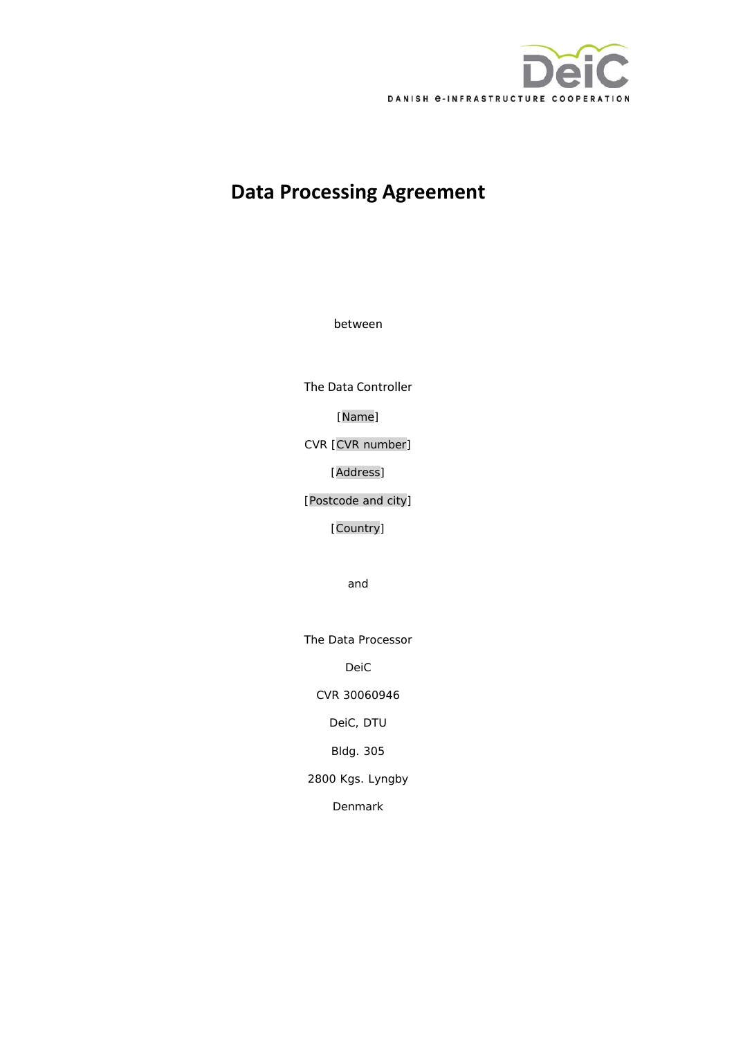# Data Processing Agreement

between

The Data Controller

[Name]

CVR [CVR number]

[Address]

[Postcode and city]

[Country]

and

The Data Processor

DeiC

CVR 30060946

DeiC, DTU

Bldg. 305

2800 Kgs. Lyngby

Denmark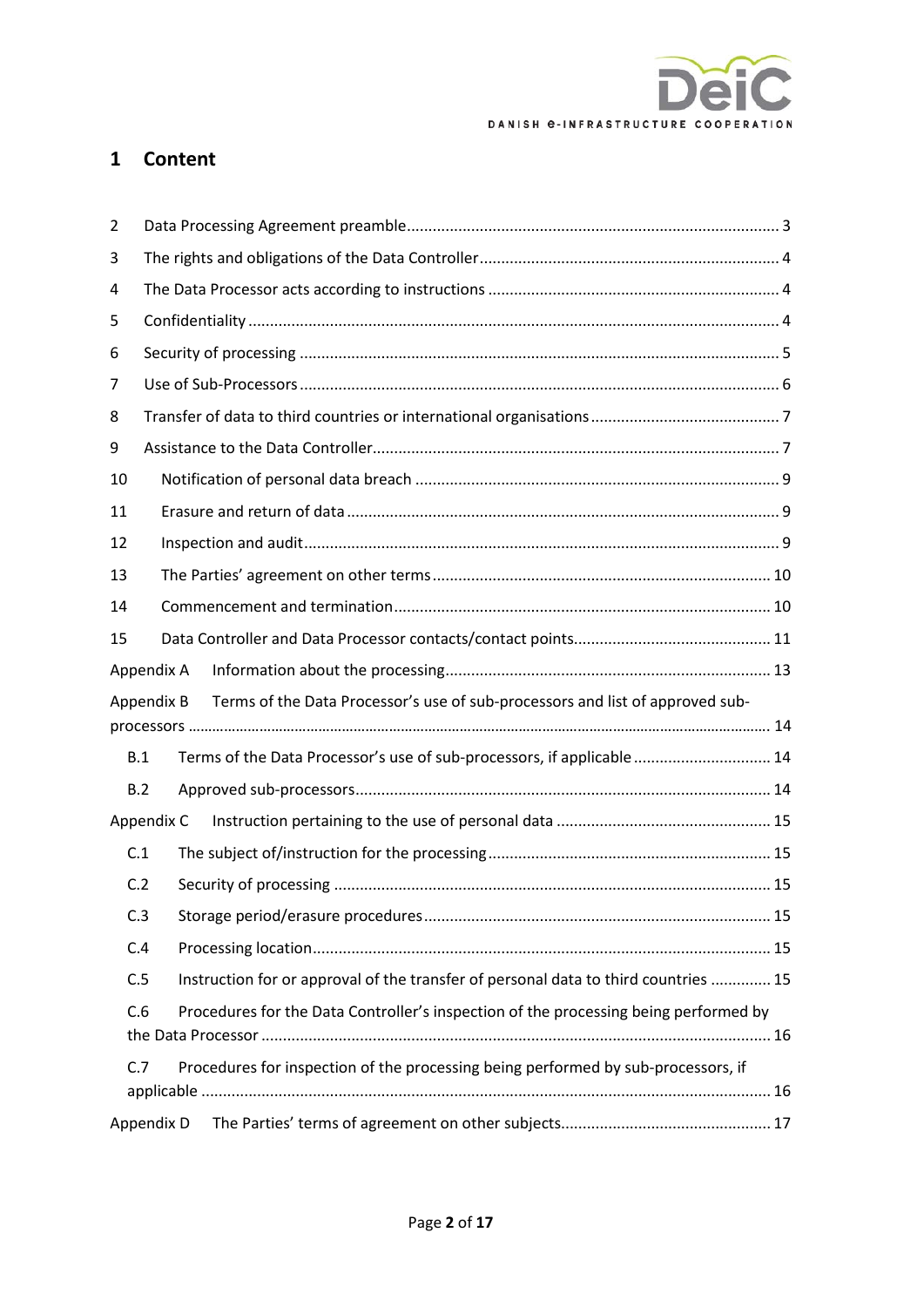# 1 Content

- 2 Data Processing Agreement preamble ..... 3
- 3 The rights and obligations of the Data Controller ..... 4
- 4 The Data Processor acts according to instructions ..... 4
- 5 Confidentiality ..... 4
- 6 Security of processing ..... 5
- 7 Use of Sub-Processors ..... 6
- 8 Transfer of data to third countries or international organisations ..... 7
- 9 Assistance to the Data Controller ..... 7
- 10 Notification of personal data breach ..... 9
- 11 Erasure and return of data ..... 9
- 12 Inspection and audit ..... 9
- 13 The Parties' agreement on other terms ..... 10
- 14 Commencement and termination ..... 10
- 15 Data Controller and Data Processor contacts/contact points ..... 11
- Appendix A Information about the processing ..... 13
- Appendix B Terms of the Data Processor's use of sub-processors and list of approved sub-processors ..... 14
  - B.1 Terms of the Data Processor's use of sub-processors, if applicable ..... 14
  - B.2 Approved sub-processors ..... 14
- Appendix C Instruction pertaining to the use of personal data ..... 15
  - C.1 The subject of/instruction for the processing ..... 15
  - C.2 Security of processing ..... 15
  - C.3 Storage period/erasure procedures ..... 15
  - C.4 Processing location ..... 15
  - C.5 Instruction for or approval of the transfer of personal data to third countries ..... 15
  - C.6 Procedures for the Data Controller's inspection of the processing being performed by the Data Processor ..... 16
  - C.7 Procedures for inspection of the processing being performed by sub-processors, if applicable ..... 16
- Appendix D The Parties' terms of agreement on other subjects ..... 17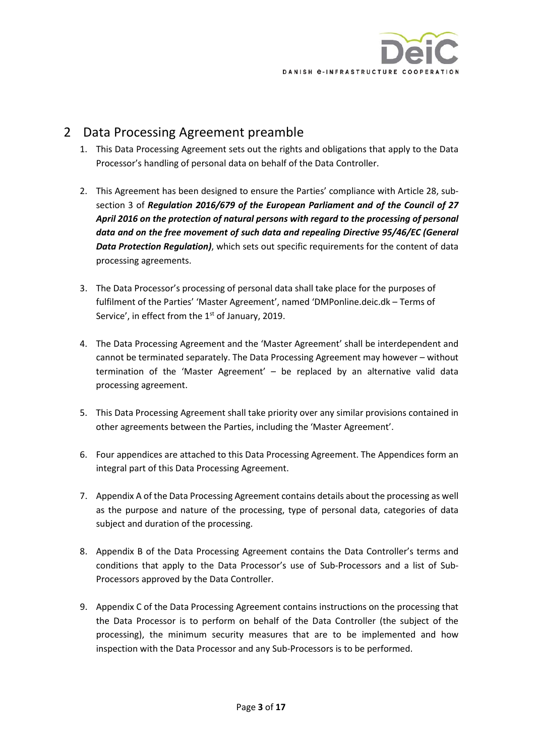## 2 Data Processing Agreement preamble

1. This Data Processing Agreement sets out the rights and obligations that apply to the Data Processor's handling of personal data on behalf of the Data Controller.

2. This Agreement has been designed to ensure the Parties' compliance with Article 28, sub-section 3 of ***Regulation 2016/679 of the European Parliament and of the Council of 27 April 2016 on the protection of natural persons with regard to the processing of personal data and on the free movement of such data and repealing Directive 95/46/EC (General Data Protection Regulation)***, which sets out specific requirements for the content of data processing agreements.

3. The Data Processor's processing of personal data shall take place for the purposes of fulfilment of the Parties' 'Master Agreement', named 'DMPonline.deic.dk – Terms of Service', in effect from the 1st of January, 2019.

4. The Data Processing Agreement and the 'Master Agreement' shall be interdependent and cannot be terminated separately. The Data Processing Agreement may however – without termination of the 'Master Agreement' – be replaced by an alternative valid data processing agreement.

5. This Data Processing Agreement shall take priority over any similar provisions contained in other agreements between the Parties, including the 'Master Agreement'.

6. Four appendices are attached to this Data Processing Agreement. The Appendices form an integral part of this Data Processing Agreement.

7. Appendix A of the Data Processing Agreement contains details about the processing as well as the purpose and nature of the processing, type of personal data, categories of data subject and duration of the processing.

8. Appendix B of the Data Processing Agreement contains the Data Controller's terms and conditions that apply to the Data Processor's use of Sub-Processors and a list of Sub-Processors approved by the Data Controller.

9. Appendix C of the Data Processing Agreement contains instructions on the processing that the Data Processor is to perform on behalf of the Data Controller (the subject of the processing), the minimum security measures that are to be implemented and how inspection with the Data Processor and any Sub-Processors is to be performed.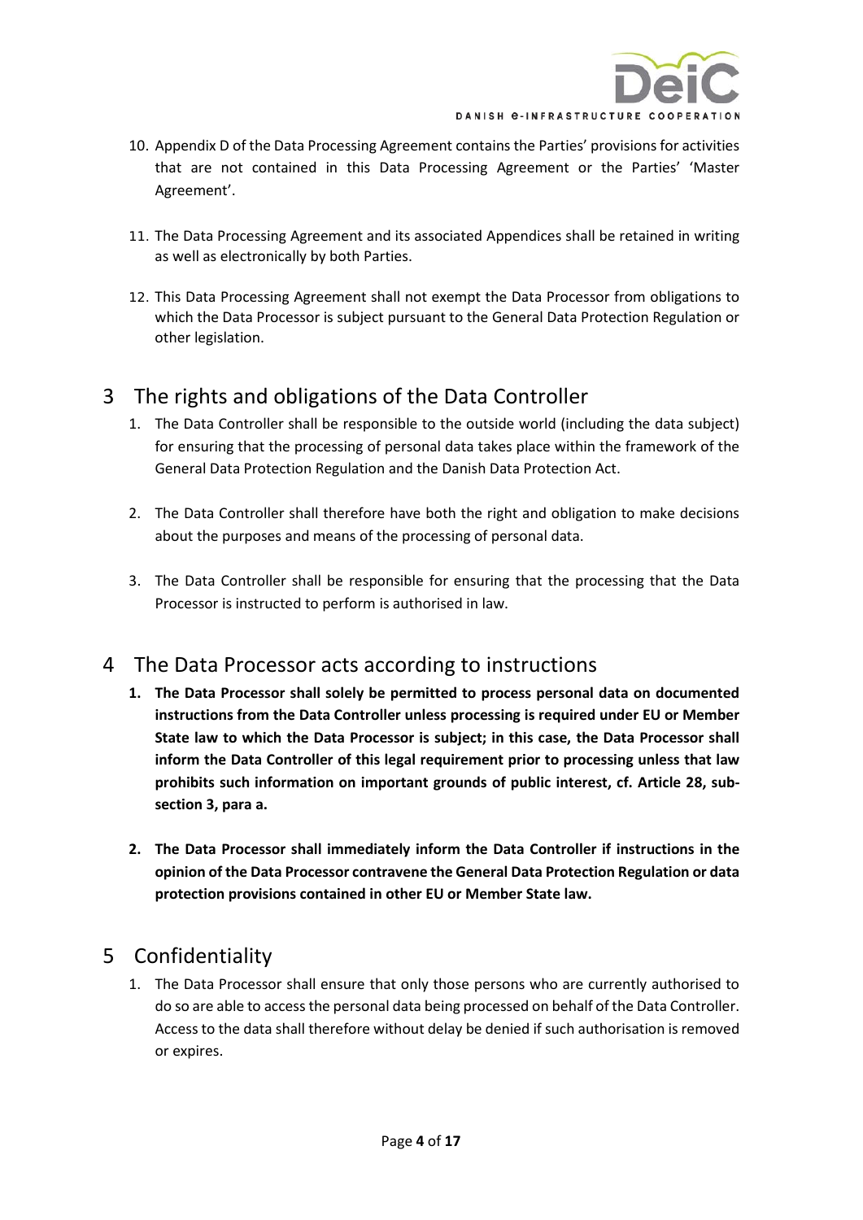10. Appendix D of the Data Processing Agreement contains the Parties' provisions for activities that are not contained in this Data Processing Agreement or the Parties' 'Master Agreement'.

11. The Data Processing Agreement and its associated Appendices shall be retained in writing as well as electronically by both Parties.

12. This Data Processing Agreement shall not exempt the Data Processor from obligations to which the Data Processor is subject pursuant to the General Data Protection Regulation or other legislation.

# 3 The rights and obligations of the Data Controller

1. The Data Controller shall be responsible to the outside world (including the data subject) for ensuring that the processing of personal data takes place within the framework of the General Data Protection Regulation and the Danish Data Protection Act.

2. The Data Controller shall therefore have both the right and obligation to make decisions about the purposes and means of the processing of personal data.

3. The Data Controller shall be responsible for ensuring that the processing that the Data Processor is instructed to perform is authorised in law.

# 4 The Data Processor acts according to instructions

1. **The Data Processor shall solely be permitted to process personal data on documented instructions from the Data Controller unless processing is required under EU or Member State law to which the Data Processor is subject; in this case, the Data Processor shall inform the Data Controller of this legal requirement prior to processing unless that law prohibits such information on important grounds of public interest, cf. Article 28, sub-section 3, para a.**

2. **The Data Processor shall immediately inform the Data Controller if instructions in the opinion of the Data Processor contravene the General Data Protection Regulation or data protection provisions contained in other EU or Member State law.**

# 5 Confidentiality

1. The Data Processor shall ensure that only those persons who are currently authorised to do so are able to access the personal data being processed on behalf of the Data Controller. Access to the data shall therefore without delay be denied if such authorisation is removed or expires.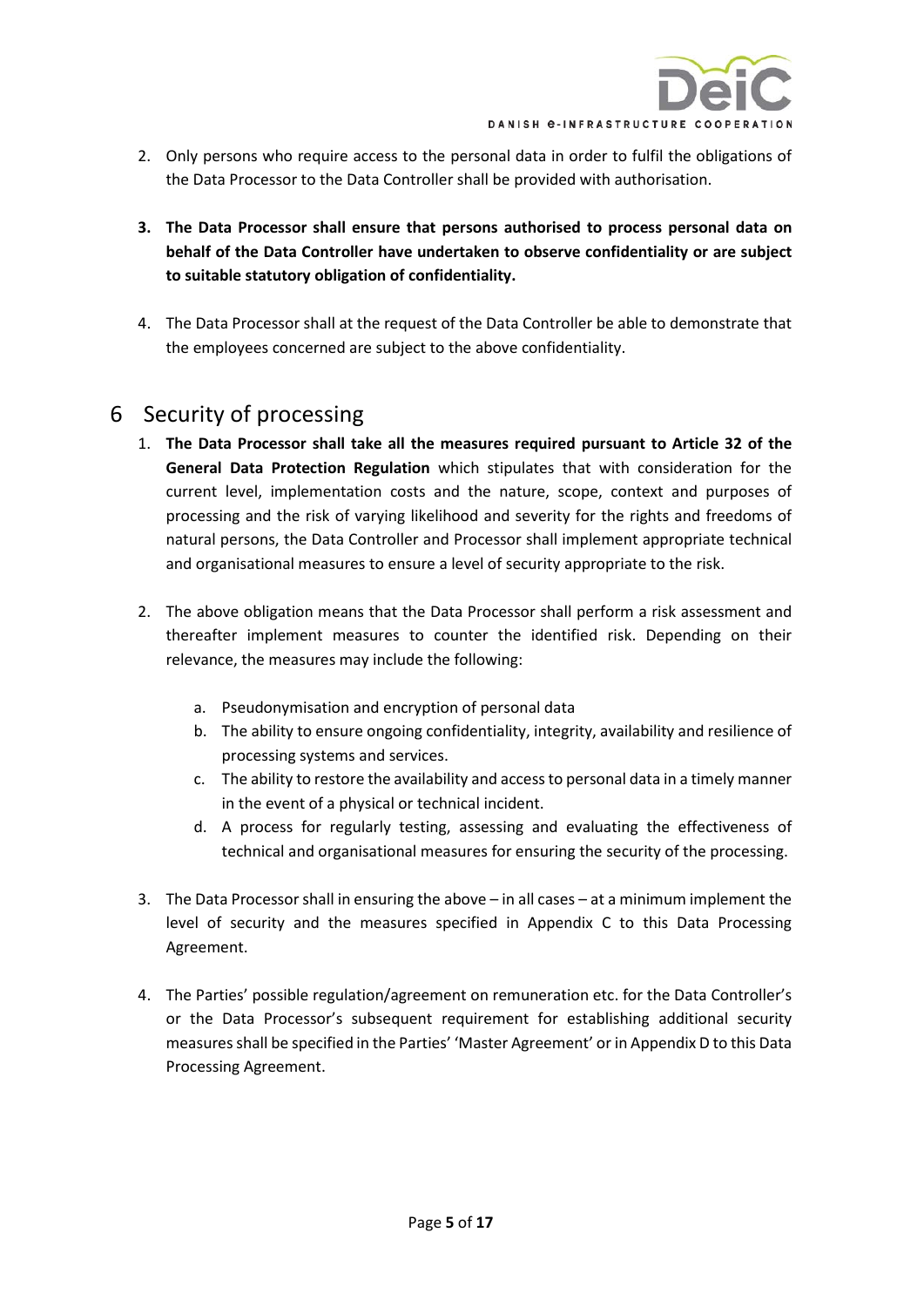2. Only persons who require access to the personal data in order to fulfil the obligations of the Data Processor to the Data Controller shall be provided with authorisation.

3. **The Data Processor shall ensure that persons authorised to process personal data on behalf of the Data Controller have undertaken to observe confidentiality or are subject to suitable statutory obligation of confidentiality.**

4. The Data Processor shall at the request of the Data Controller be able to demonstrate that the employees concerned are subject to the above confidentiality.

# 6 Security of processing

1. **The Data Processor shall take all the measures required pursuant to Article 32 of the General Data Protection Regulation** which stipulates that with consideration for the current level, implementation costs and the nature, scope, context and purposes of processing and the risk of varying likelihood and severity for the rights and freedoms of natural persons, the Data Controller and Processor shall implement appropriate technical and organisational measures to ensure a level of security appropriate to the risk.

2. The above obligation means that the Data Processor shall perform a risk assessment and thereafter implement measures to counter the identified risk. Depending on their relevance, the measures may include the following:

   a. Pseudonymisation and encryption of personal data
   b. The ability to ensure ongoing confidentiality, integrity, availability and resilience of processing systems and services.
   c. The ability to restore the availability and access to personal data in a timely manner in the event of a physical or technical incident.
   d. A process for regularly testing, assessing and evaluating the effectiveness of technical and organisational measures for ensuring the security of the processing.

3. The Data Processor shall in ensuring the above – in all cases – at a minimum implement the level of security and the measures specified in Appendix C to this Data Processing Agreement.

4. The Parties' possible regulation/agreement on remuneration etc. for the Data Controller's or the Data Processor's subsequent requirement for establishing additional security measures shall be specified in the Parties' 'Master Agreement' or in Appendix D to this Data Processing Agreement.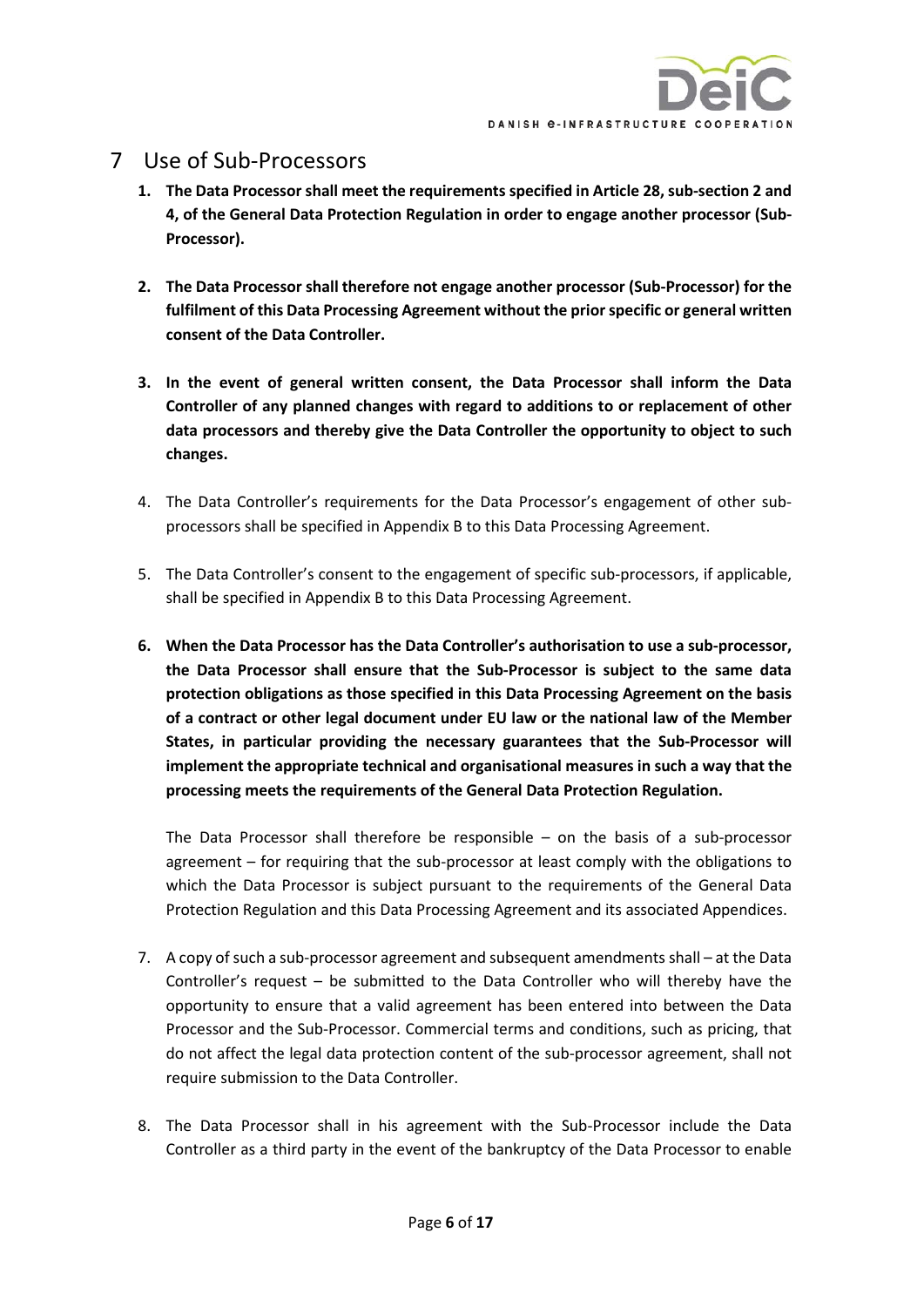# 7 Use of Sub-Processors

1. **The Data Processor shall meet the requirements specified in Article 28, sub-section 2 and 4, of the General Data Protection Regulation in order to engage another processor (Sub-Processor).**

2. **The Data Processor shall therefore not engage another processor (Sub-Processor) for the fulfilment of this Data Processing Agreement without the prior specific or general written consent of the Data Controller.**

3. **In the event of general written consent, the Data Processor shall inform the Data Controller of any planned changes with regard to additions to or replacement of other data processors and thereby give the Data Controller the opportunity to object to such changes.**

4. The Data Controller's requirements for the Data Processor's engagement of other sub-processors shall be specified in Appendix B to this Data Processing Agreement.

5. The Data Controller's consent to the engagement of specific sub-processors, if applicable, shall be specified in Appendix B to this Data Processing Agreement.

6. **When the Data Processor has the Data Controller's authorisation to use a sub-processor, the Data Processor shall ensure that the Sub-Processor is subject to the same data protection obligations as those specified in this Data Processing Agreement on the basis of a contract or other legal document under EU law or the national law of the Member States, in particular providing the necessary guarantees that the Sub-Processor will implement the appropriate technical and organisational measures in such a way that the processing meets the requirements of the General Data Protection Regulation.**

   The Data Processor shall therefore be responsible – on the basis of a sub-processor agreement – for requiring that the sub-processor at least comply with the obligations to which the Data Processor is subject pursuant to the requirements of the General Data Protection Regulation and this Data Processing Agreement and its associated Appendices.

7. A copy of such a sub-processor agreement and subsequent amendments shall – at the Data Controller's request – be submitted to the Data Controller who will thereby have the opportunity to ensure that a valid agreement has been entered into between the Data Processor and the Sub-Processor. Commercial terms and conditions, such as pricing, that do not affect the legal data protection content of the sub-processor agreement, shall not require submission to the Data Controller.

8. The Data Processor shall in his agreement with the Sub-Processor include the Data Controller as a third party in the event of the bankruptcy of the Data Processor to enable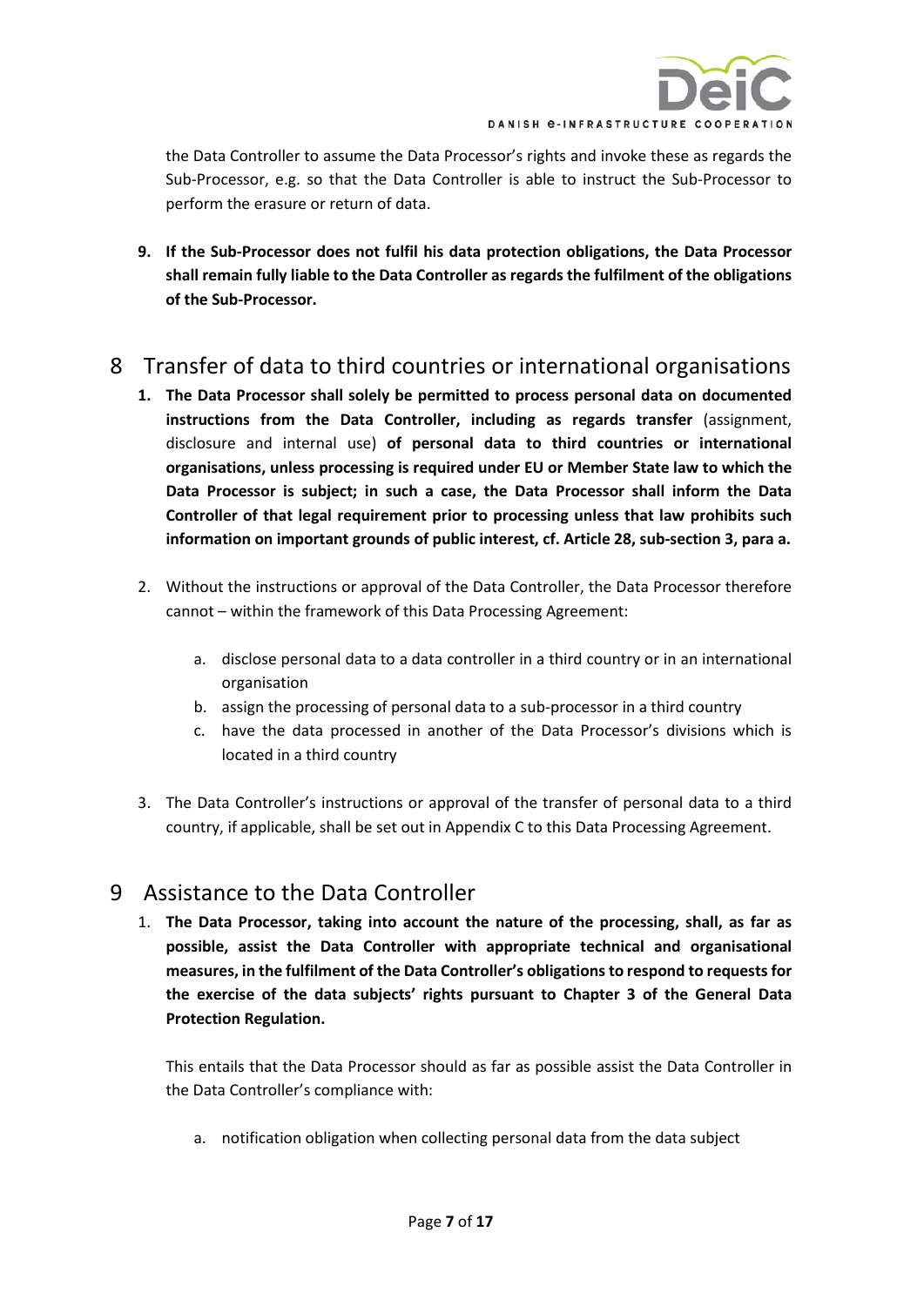the Data Controller to assume the Data Processor's rights and invoke these as regards the Sub-Processor, e.g. so that the Data Controller is able to instruct the Sub-Processor to perform the erasure or return of data.

9. **If the Sub-Processor does not fulfil his data protection obligations, the Data Processor shall remain fully liable to the Data Controller as regards the fulfilment of the obligations of the Sub-Processor.**

# 8 Transfer of data to third countries or international organisations

1. **The Data Processor shall solely be permitted to process personal data on documented instructions from the Data Controller, including as regards transfer** (assignment, disclosure and internal use) **of personal data to third countries or international organisations, unless processing is required under EU or Member State law to which the Data Processor is subject; in such a case, the Data Processor shall inform the Data Controller of that legal requirement prior to processing unless that law prohibits such information on important grounds of public interest, cf. Article 28, sub-section 3, para a.**

2. Without the instructions or approval of the Data Controller, the Data Processor therefore cannot – within the framework of this Data Processing Agreement:

   a. disclose personal data to a data controller in a third country or in an international organisation
   b. assign the processing of personal data to a sub-processor in a third country
   c. have the data processed in another of the Data Processor's divisions which is located in a third country

3. The Data Controller's instructions or approval of the transfer of personal data to a third country, if applicable, shall be set out in Appendix C to this Data Processing Agreement.

# 9 Assistance to the Data Controller

1. **The Data Processor, taking into account the nature of the processing, shall, as far as possible, assist the Data Controller with appropriate technical and organisational measures, in the fulfilment of the Data Controller's obligations to respond to requests for the exercise of the data subjects' rights pursuant to Chapter 3 of the General Data Protection Regulation.**

   This entails that the Data Processor should as far as possible assist the Data Controller in the Data Controller's compliance with:

   a. notification obligation when collecting personal data from the data subject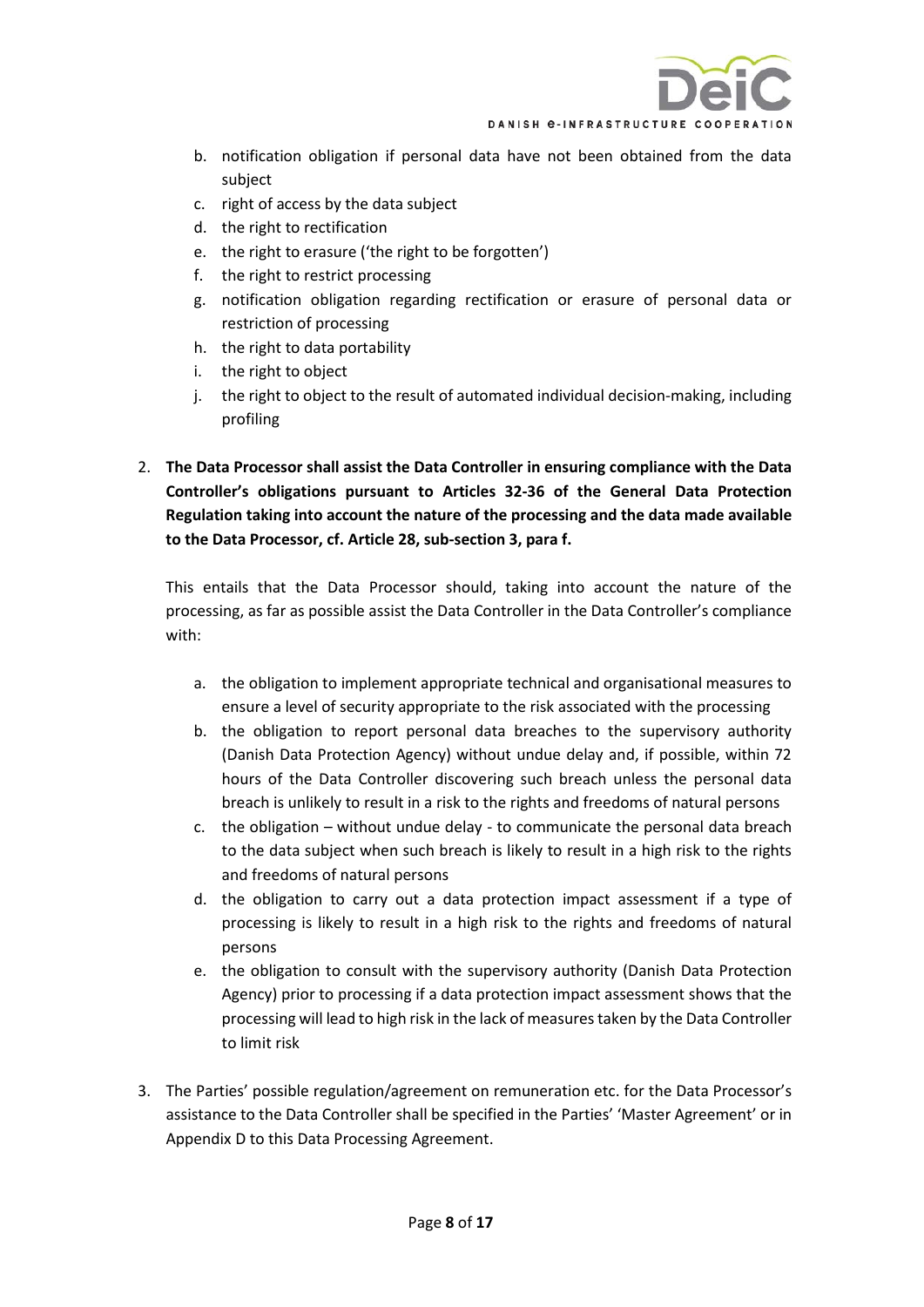b. notification obligation if personal data have not been obtained from the data subject
c. right of access by the data subject
d. the right to rectification
e. the right to erasure ('the right to be forgotten')
f. the right to restrict processing
g. notification obligation regarding rectification or erasure of personal data or restriction of processing
h. the right to data portability
i. the right to object
j. the right to object to the result of automated individual decision-making, including profiling

2. **The Data Processor shall assist the Data Controller in ensuring compliance with the Data Controller's obligations pursuant to Articles 32-36 of the General Data Protection Regulation taking into account the nature of the processing and the data made available to the Data Processor, cf. Article 28, sub-section 3, para f.**

   This entails that the Data Processor should, taking into account the nature of the processing, as far as possible assist the Data Controller in the Data Controller's compliance with:

   a. the obligation to implement appropriate technical and organisational measures to ensure a level of security appropriate to the risk associated with the processing
   b. the obligation to report personal data breaches to the supervisory authority (Danish Data Protection Agency) without undue delay and, if possible, within 72 hours of the Data Controller discovering such breach unless the personal data breach is unlikely to result in a risk to the rights and freedoms of natural persons
   c. the obligation – without undue delay - to communicate the personal data breach to the data subject when such breach is likely to result in a high risk to the rights and freedoms of natural persons
   d. the obligation to carry out a data protection impact assessment if a type of processing is likely to result in a high risk to the rights and freedoms of natural persons
   e. the obligation to consult with the supervisory authority (Danish Data Protection Agency) prior to processing if a data protection impact assessment shows that the processing will lead to high risk in the lack of measures taken by the Data Controller to limit risk

3. The Parties' possible regulation/agreement on remuneration etc. for the Data Processor's assistance to the Data Controller shall be specified in the Parties' 'Master Agreement' or in Appendix D to this Data Processing Agreement.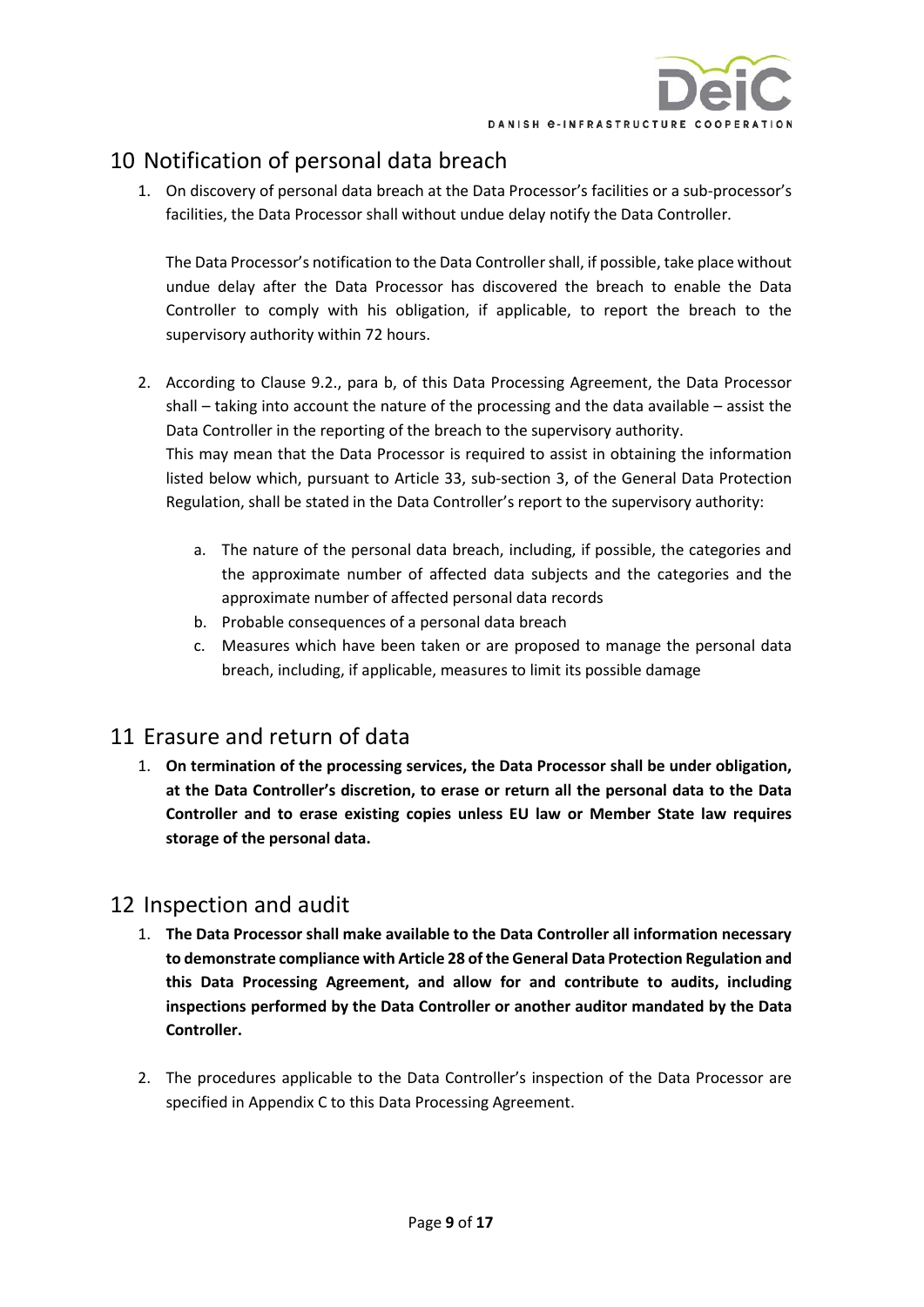## 10 Notification of personal data breach

1. On discovery of personal data breach at the Data Processor's facilities or a sub-processor's facilities, the Data Processor shall without undue delay notify the Data Controller.

   The Data Processor's notification to the Data Controller shall, if possible, take place without undue delay after the Data Processor has discovered the breach to enable the Data Controller to comply with his obligation, if applicable, to report the breach to the supervisory authority within 72 hours.

2. According to Clause 9.2., para b, of this Data Processing Agreement, the Data Processor shall – taking into account the nature of the processing and the data available – assist the Data Controller in the reporting of the breach to the supervisory authority.
   This may mean that the Data Processor is required to assist in obtaining the information listed below which, pursuant to Article 33, sub-section 3, of the General Data Protection Regulation, shall be stated in the Data Controller's report to the supervisory authority:

   a. The nature of the personal data breach, including, if possible, the categories and the approximate number of affected data subjects and the categories and the approximate number of affected personal data records
   b. Probable consequences of a personal data breach
   c. Measures which have been taken or are proposed to manage the personal data breach, including, if applicable, measures to limit its possible damage

## 11 Erasure and return of data

1. **On termination of the processing services, the Data Processor shall be under obligation, at the Data Controller's discretion, to erase or return all the personal data to the Data Controller and to erase existing copies unless EU law or Member State law requires storage of the personal data.**

## 12 Inspection and audit

1. **The Data Processor shall make available to the Data Controller all information necessary to demonstrate compliance with Article 28 of the General Data Protection Regulation and this Data Processing Agreement, and allow for and contribute to audits, including inspections performed by the Data Controller or another auditor mandated by the Data Controller.**

2. The procedures applicable to the Data Controller's inspection of the Data Processor are specified in Appendix C to this Data Processing Agreement.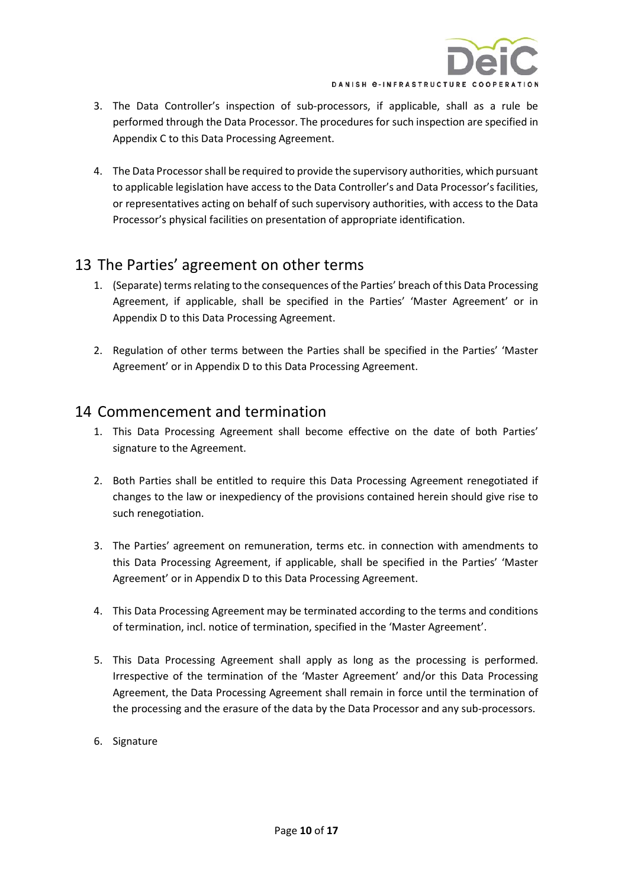3. The Data Controller's inspection of sub-processors, if applicable, shall as a rule be performed through the Data Processor. The procedures for such inspection are specified in Appendix C to this Data Processing Agreement.

4. The Data Processor shall be required to provide the supervisory authorities, which pursuant to applicable legislation have access to the Data Controller's and Data Processor's facilities, or representatives acting on behalf of such supervisory authorities, with access to the Data Processor's physical facilities on presentation of appropriate identification.

## 13 The Parties' agreement on other terms

1. (Separate) terms relating to the consequences of the Parties' breach of this Data Processing Agreement, if applicable, shall be specified in the Parties' 'Master Agreement' or in Appendix D to this Data Processing Agreement.

2. Regulation of other terms between the Parties shall be specified in the Parties' 'Master Agreement' or in Appendix D to this Data Processing Agreement.

## 14 Commencement and termination

1. This Data Processing Agreement shall become effective on the date of both Parties' signature to the Agreement.

2. Both Parties shall be entitled to require this Data Processing Agreement renegotiated if changes to the law or inexpediency of the provisions contained herein should give rise to such renegotiation.

3. The Parties' agreement on remuneration, terms etc. in connection with amendments to this Data Processing Agreement, if applicable, shall be specified in the Parties' 'Master Agreement' or in Appendix D to this Data Processing Agreement.

4. This Data Processing Agreement may be terminated according to the terms and conditions of termination, incl. notice of termination, specified in the 'Master Agreement'.

5. This Data Processing Agreement shall apply as long as the processing is performed. Irrespective of the termination of the 'Master Agreement' and/or this Data Processing Agreement, the Data Processing Agreement shall remain in force until the termination of the processing and the erasure of the data by the Data Processor and any sub-processors.

6. Signature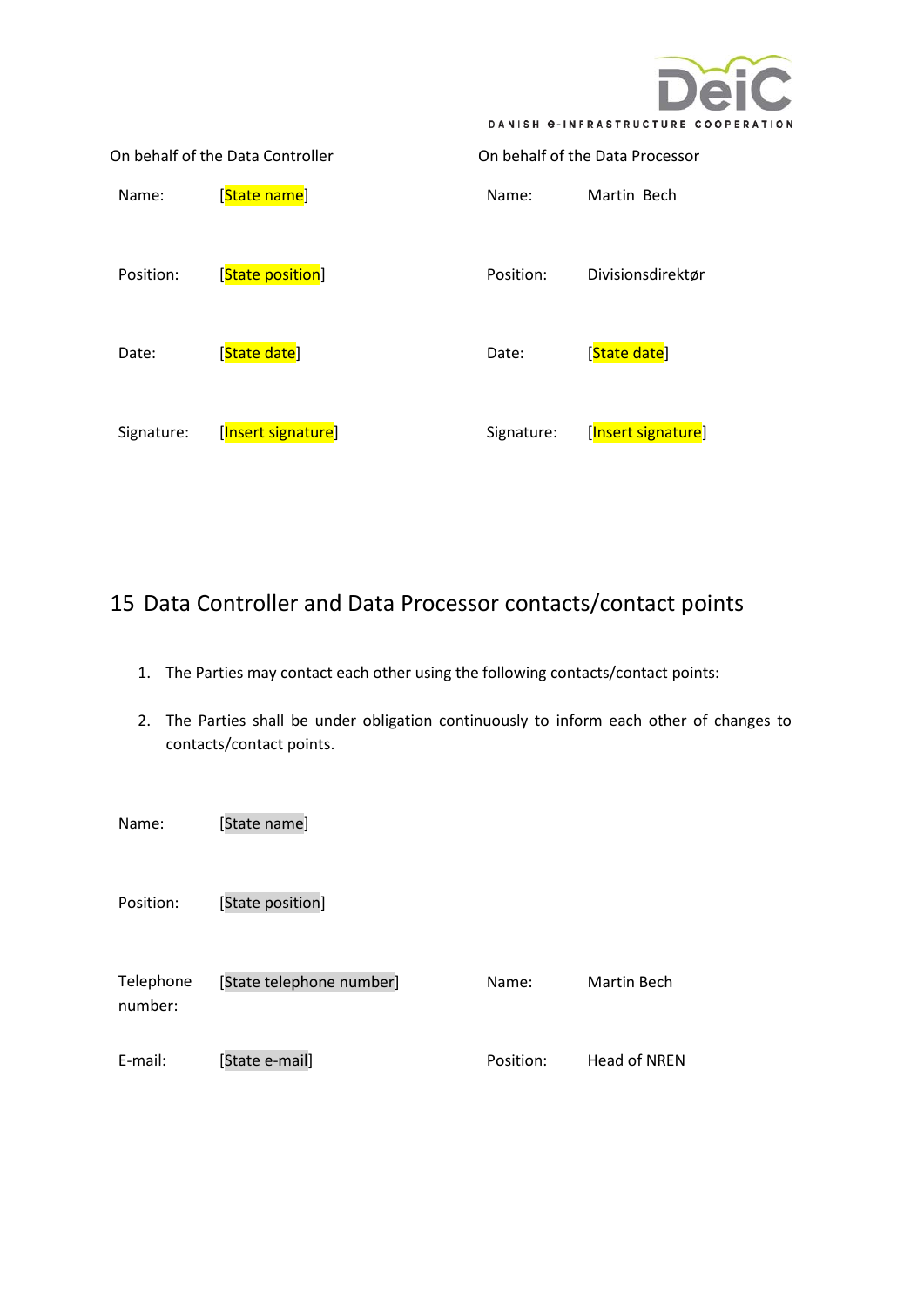| On behalf of the Data Controller | | On behalf of the Data Processor | |
|---|---|---|---|
| Name: | [State name] | Name: | Martin Bech |
| Position: | [State position] | Position: | Divisionsdirektør |
| Date: | [State date] | Date: | [State date] |
| Signature: | [Insert signature] | Signature: | [Insert signature] |

# 15 Data Controller and Data Processor contacts/contact points

1. The Parties may contact each other using the following contacts/contact points:

2. The Parties shall be under obligation continuously to inform each other of changes to contacts/contact points.

| | | | |
|---|---|---|---|
| Name: | [State name] | | |
| Position: | [State position] | | |
| Telephone number: | [State telephone number] | Name: | Martin Bech |
| E-mail: | [State e-mail] | Position: | Head of NREN |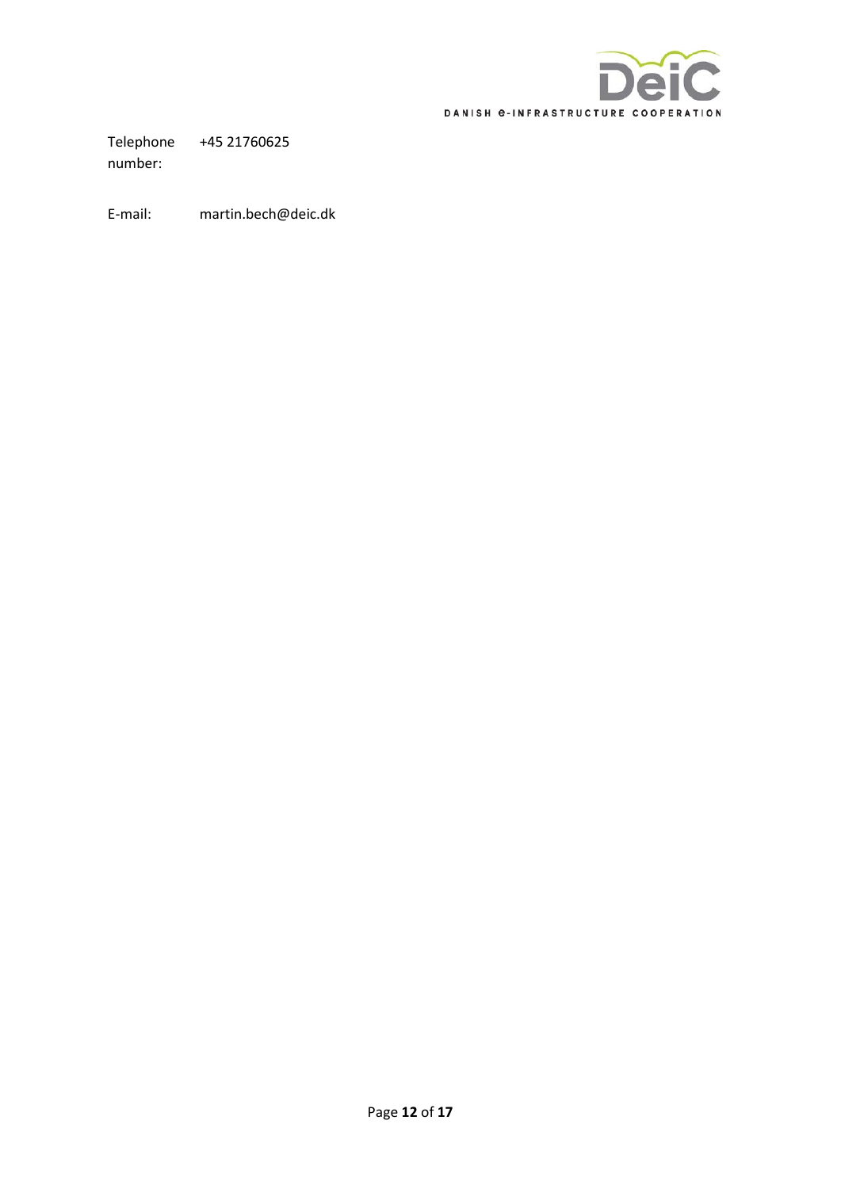| | |
|---|---|
| Telephone number: | +45 21760625 |
| E-mail: | martin.bech@deic.dk |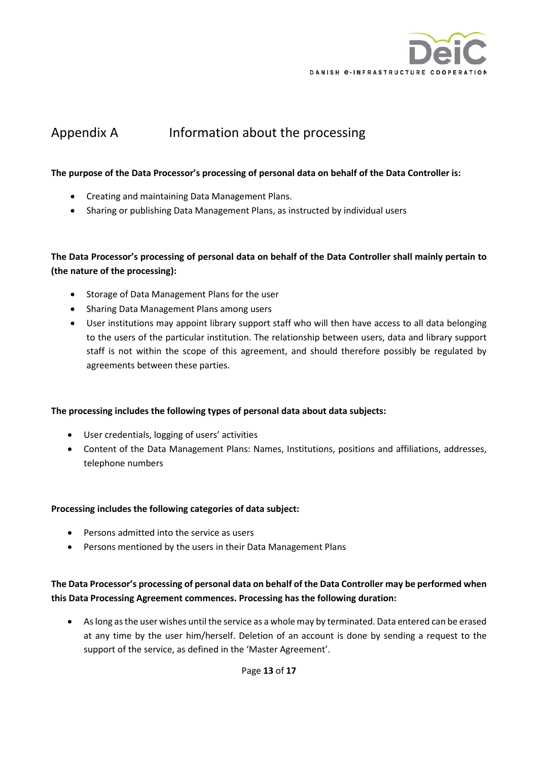# Appendix A Information about the processing

**The purpose of the Data Processor's processing of personal data on behalf of the Data Controller is:**

- Creating and maintaining Data Management Plans.
- Sharing or publishing Data Management Plans, as instructed by individual users

**The Data Processor's processing of personal data on behalf of the Data Controller shall mainly pertain to (the nature of the processing):**

- Storage of Data Management Plans for the user
- Sharing Data Management Plans among users
- User institutions may appoint library support staff who will then have access to all data belonging to the users of the particular institution. The relationship between users, data and library support staff is not within the scope of this agreement, and should therefore possibly be regulated by agreements between these parties.

**The processing includes the following types of personal data about data subjects:**

- User credentials, logging of users' activities
- Content of the Data Management Plans: Names, Institutions, positions and affiliations, addresses, telephone numbers

**Processing includes the following categories of data subject:**

- Persons admitted into the service as users
- Persons mentioned by the users in their Data Management Plans

**The Data Processor's processing of personal data on behalf of the Data Controller may be performed when this Data Processing Agreement commences. Processing has the following duration:**

- As long as the user wishes until the service as a whole may by terminated. Data entered can be erased at any time by the user him/herself. Deletion of an account is done by sending a request to the support of the service, as defined in the 'Master Agreement'.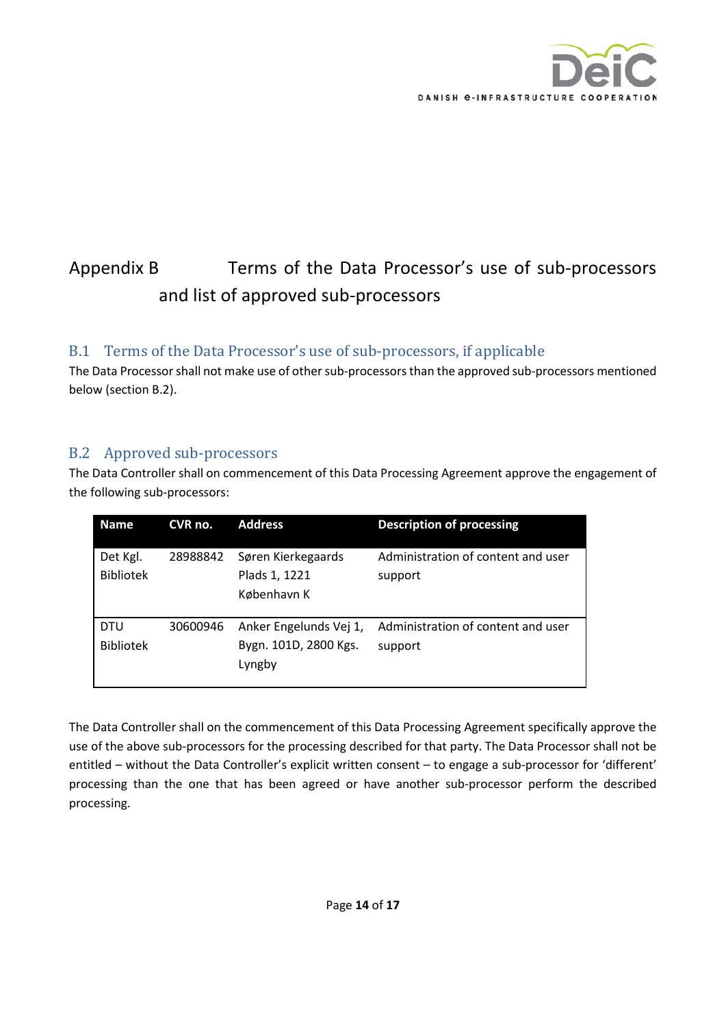# Appendix B Terms of the Data Processor's use of sub-processors and list of approved sub-processors

## B.1 Terms of the Data Processor's use of sub-processors, if applicable

The Data Processor shall not make use of other sub-processors than the approved sub-processors mentioned below (section B.2).

## B.2 Approved sub-processors

The Data Controller shall on commencement of this Data Processing Agreement approve the engagement of the following sub-processors:

| Name | CVR no. | Address | Description of processing |
|---|---|---|---|
| Det Kgl. Bibliotek | 28988842 | Søren Kierkegaards Plads 1, 1221 København K | Administration of content and user support |
| DTU Bibliotek | 30600946 | Anker Engelunds Vej 1, Bygn. 101D, 2800 Kgs. Lyngby | Administration of content and user support |

The Data Controller shall on the commencement of this Data Processing Agreement specifically approve the use of the above sub-processors for the processing described for that party. The Data Processor shall not be entitled – without the Data Controller's explicit written consent – to engage a sub-processor for 'different' processing than the one that has been agreed or have another sub-processor perform the described processing.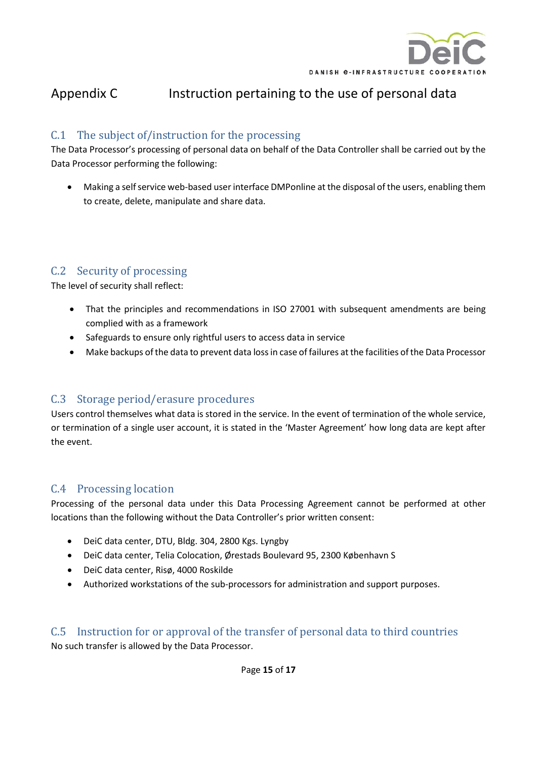# Appendix C Instruction pertaining to the use of personal data

## C.1 The subject of/instruction for the processing

The Data Processor's processing of personal data on behalf of the Data Controller shall be carried out by the Data Processor performing the following:

- Making a self service web-based user interface DMPonline at the disposal of the users, enabling them to create, delete, manipulate and share data.

## C.2 Security of processing

The level of security shall reflect:

- That the principles and recommendations in ISO 27001 with subsequent amendments are being complied with as a framework
- Safeguards to ensure only rightful users to access data in service
- Make backups of the data to prevent data loss in case of failures at the facilities of the Data Processor

## C.3 Storage period/erasure procedures

Users control themselves what data is stored in the service. In the event of termination of the whole service, or termination of a single user account, it is stated in the 'Master Agreement' how long data are kept after the event.

## C.4 Processing location

Processing of the personal data under this Data Processing Agreement cannot be performed at other locations than the following without the Data Controller's prior written consent:

- DeiC data center, DTU, Bldg. 304, 2800 Kgs. Lyngby
- DeiC data center, Telia Colocation, Ørestads Boulevard 95, 2300 København S
- DeiC data center, Risø, 4000 Roskilde
- Authorized workstations of the sub-processors for administration and support purposes.

## C.5 Instruction for or approval of the transfer of personal data to third countries

No such transfer is allowed by the Data Processor.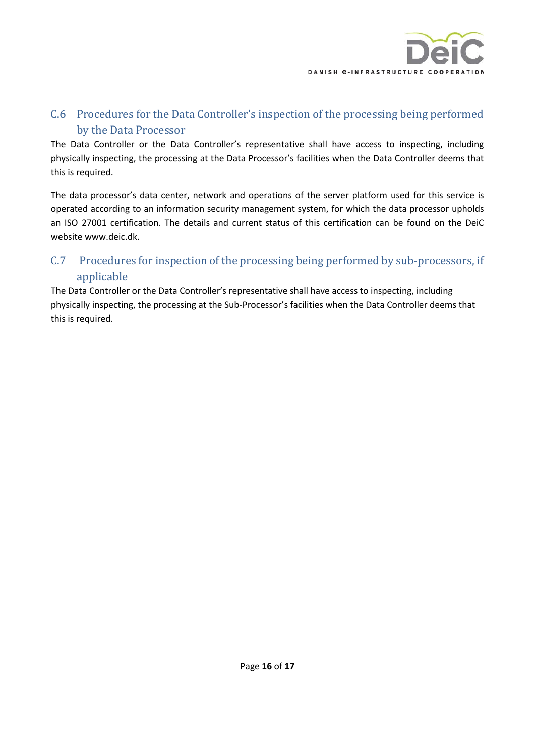## C.6 Procedures for the Data Controller's inspection of the processing being performed by the Data Processor

The Data Controller or the Data Controller's representative shall have access to inspecting, including physically inspecting, the processing at the Data Processor's facilities when the Data Controller deems that this is required.

The data processor's data center, network and operations of the server platform used for this service is operated according to an information security management system, for which the data processor upholds an ISO 27001 certification. The details and current status of this certification can be found on the DeiC website www.deic.dk.

## C.7 Procedures for inspection of the processing being performed by sub-processors, if applicable

The Data Controller or the Data Controller's representative shall have access to inspecting, including physically inspecting, the processing at the Sub-Processor's facilities when the Data Controller deems that this is required.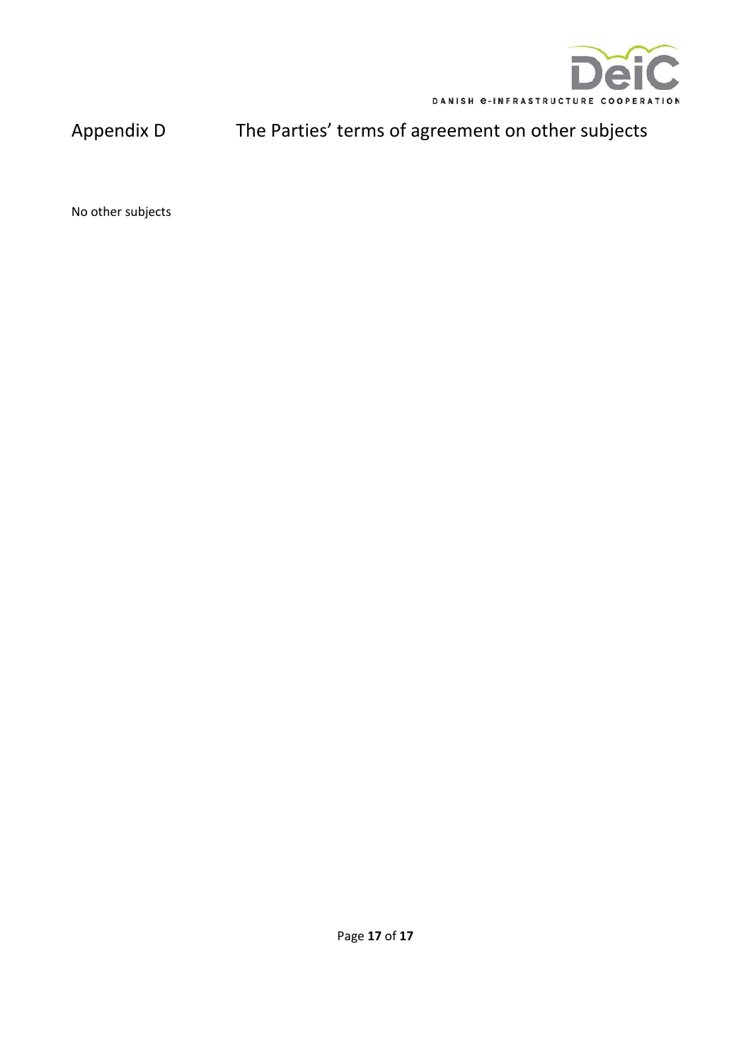## Appendix D The Parties' terms of agreement on other subjects

No other subjects